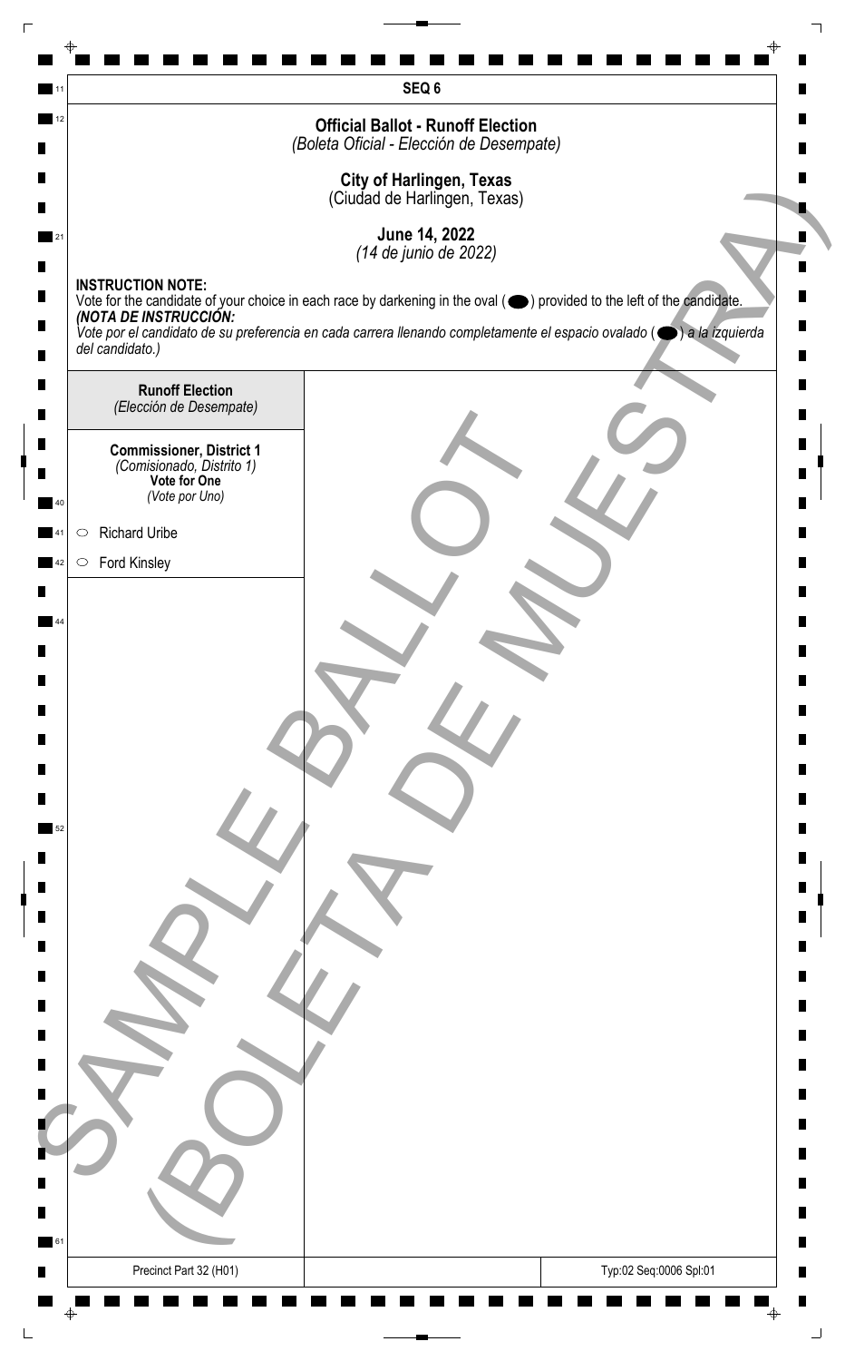SEQ 6

## Official Ballot - Runoff Election
*(Boleta Oficial - Elección de Desempate)*

**City of Harlingen, Texas**
(Ciudad de Harlingen, Texas)

**June 14, 2022**
*(14 de junio de 2022)*

**INSTRUCTION NOTE:**
Vote for the candidate of your choice in each race by darkening in the oval (⬬) provided to the left of the candidate.
***(NOTA DE INSTRUCCIÓN:***
*Vote por el candidato de su preferencia en cada carrera llenando completamente el espacio ovalado (⬬) a la izquierda del candidato.)*

**Runoff Election**
*(Elección de Desempate)*

**Commissioner, District 1**
*(Comisionado, Distrito 1)*
**Vote for One**
*(Vote por Uno)*

- ○ Richard Uribe
- ○ Ford Kinsley

SAMPLE BALLOT
(BOLETA DE MUESTRA)

Precinct Part 32 (H01)

Typ:02 Seq:0006 Spl:01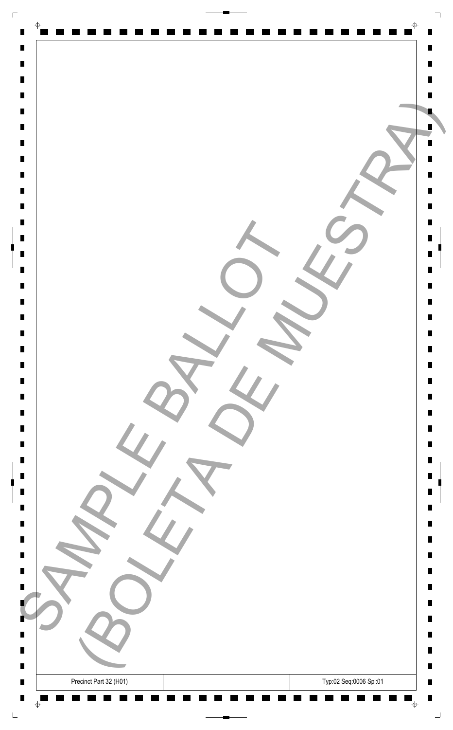SAMPLE BALLOT
(BOLETA DE MUESTRA)

| Precinct Part 32 (H01) | | Typ:02 Seq:0006 Spl:01 |
| --- | --- | --- |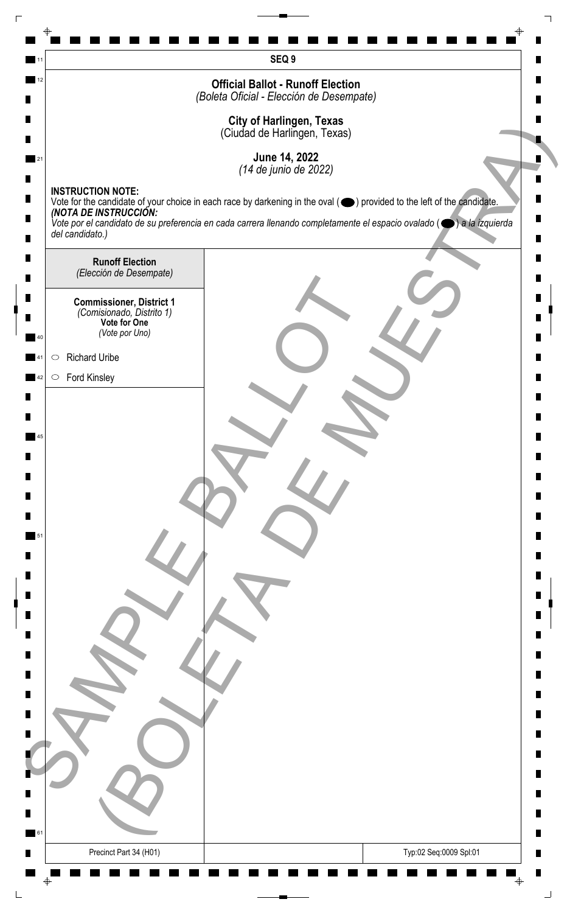SEQ 9

## Official Ballot - Runoff Election
*(Boleta Oficial - Elección de Desempate)*

**City of Harlingen, Texas**
(Ciudad de Harlingen, Texas)

**June 14, 2022**
*(14 de junio de 2022)*

**INSTRUCTION NOTE:**
Vote for the candidate of your choice in each race by darkening in the oval (⬬) provided to the left of the candidate.
***(NOTA DE INSTRUCCIÓN:***
*Vote por el candidato de su preferencia en cada carrera llenando completamente el espacio ovalado (⬬) a la izquierda del candidato.)*

**Runoff Election**
*(Elección de Desempate)*

**Commissioner, District 1**
*(Comisionado, Distrito 1)*
**Vote for One**
*(Vote por Uno)*

- ○ Richard Uribe
- ○ Ford Kinsley

SAMPLE BALLOT
(BOLETA DE MUESTRA)

Precinct Part 34 (H01)

Typ:02 Seq:0009 Spl:01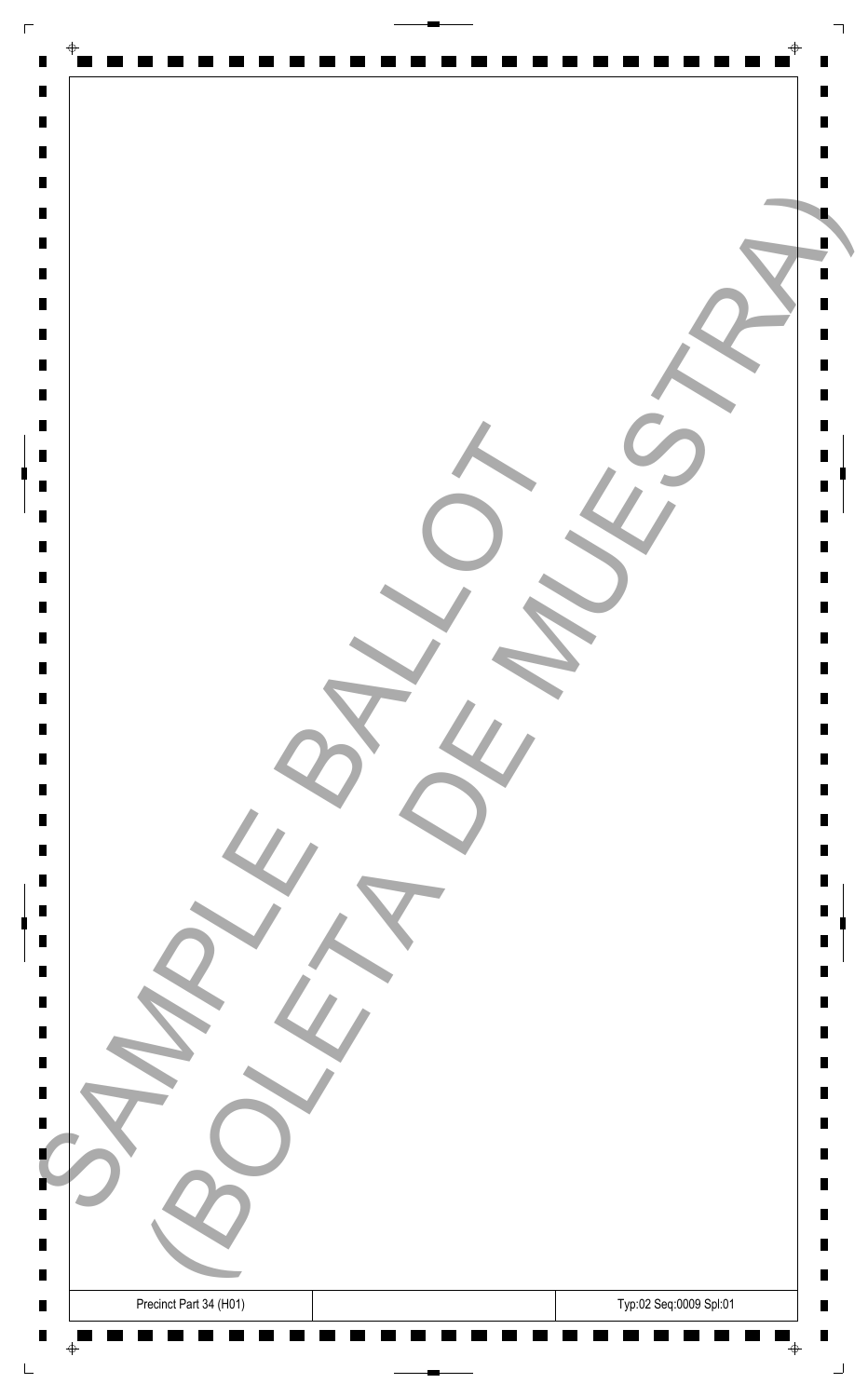SAMPLE BALLOT
(BOLETA DE MUESTRA)

| Precinct Part 34 (H01) | | Typ:02 Seq:0009 Spl:01 |
|---|---|---|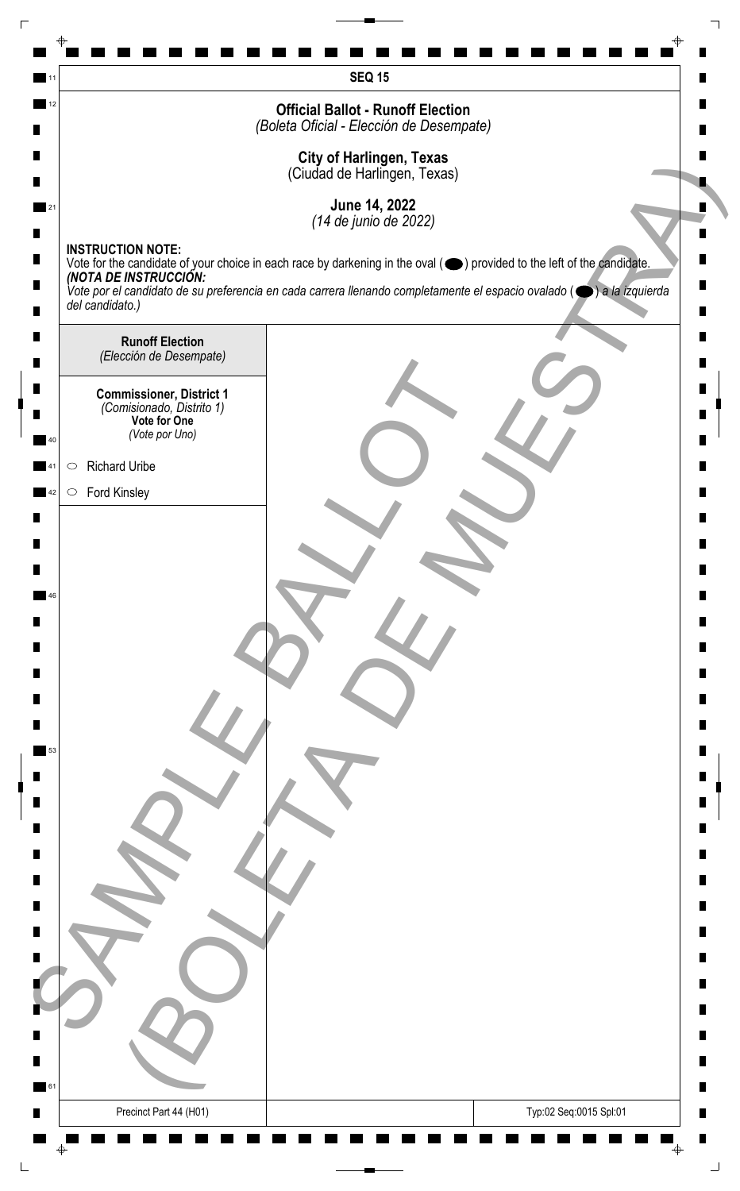**SEQ 15**

## Official Ballot - Runoff Election
*(Boleta Oficial - Elección de Desempate)*

**City of Harlingen, Texas**
(Ciudad de Harlingen, Texas)

**June 14, 2022**
*(14 de junio de 2022)*

**INSTRUCTION NOTE:**
Vote for the candidate of your choice in each race by darkening in the oval ( ⬬ ) provided to the left of the candidate.
***(NOTA DE INSTRUCCIÓN:***
*Vote por el candidato de su preferencia en cada carrera llenando completamente el espacio ovalado ( ⬬ ) a la izquierda del candidato.)*

**Runoff Election**
*(Elección de Desempate)*

**Commissioner, District 1**
*(Comisionado, Distrito 1)*
**Vote for One**
*(Vote por Uno)*

- ⬭ Richard Uribe
- ⬭ Ford Kinsley

SAMPLE BALLOT
(BOLETA DE MUESTRA)

Precinct Part 44 (H01)

Typ:02 Seq:0015 Spl:01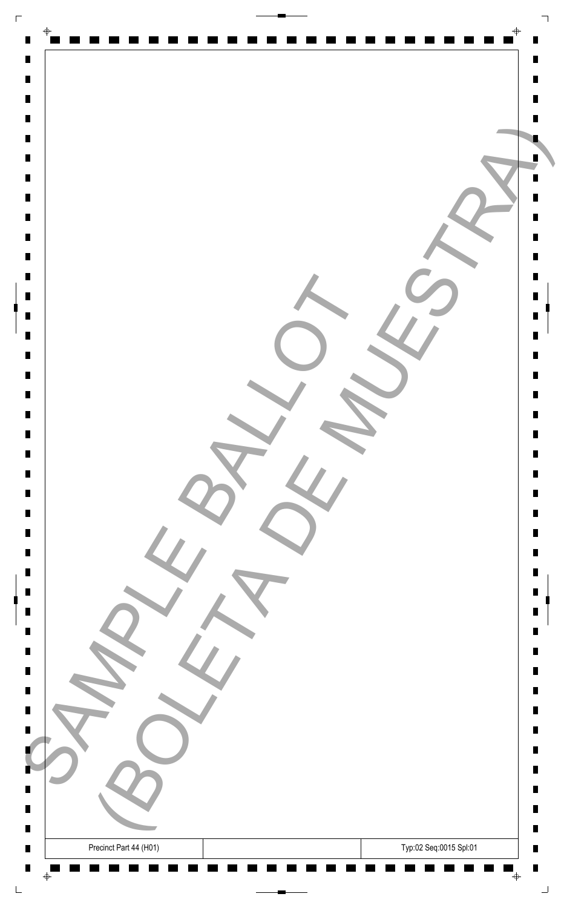SAMPLE BALLOT (BOLETA DE MUESTRA)

| Precinct Part 44 (H01) | | Typ:02 Seq:0015 Spl:01 |
| --- | --- | --- |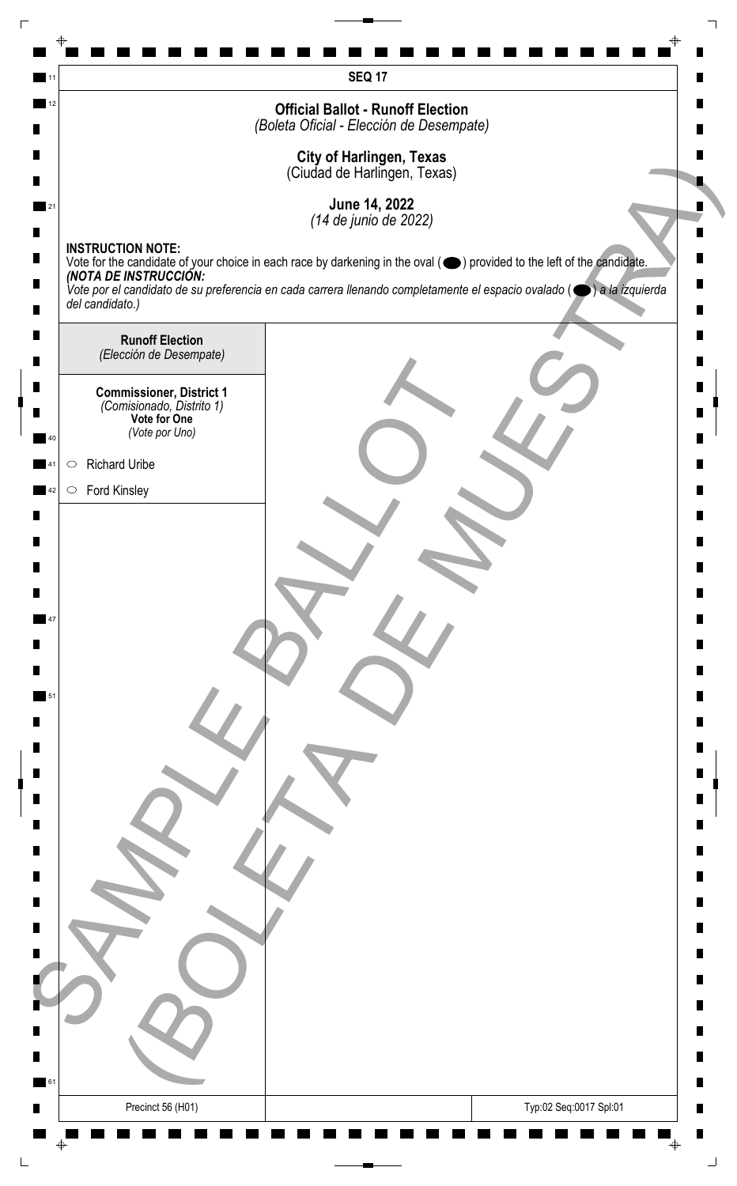**SEQ 17**

## Official Ballot - Runoff Election
*(Boleta Oficial - Elección de Desempate)*

### City of Harlingen, Texas
(Ciudad de Harlingen, Texas)

### June 14, 2022
*(14 de junio de 2022)*

**INSTRUCTION NOTE:**
Vote for the candidate of your choice in each race by darkening in the oval (⬬) provided to the left of the candidate.
***(NOTA DE INSTRUCCIÓN:***
*Vote por el candidato de su preferencia en cada carrera llenando completamente el espacio ovalado (⬬) a la izquierda del candidato.)*

**Runoff Election**
*(Elección de Desempate)*

**Commissioner, District 1**
*(Comisionado, Distrito 1)*
**Vote for One**
*(Vote por Uno)*

- ○ Richard Uribe
- ○ Ford Kinsley

SAMPLE BALLOT
(BOLETA DE MUESTRA)

Precinct 56 (H01)

Typ:02 Seq:0017 Spl:01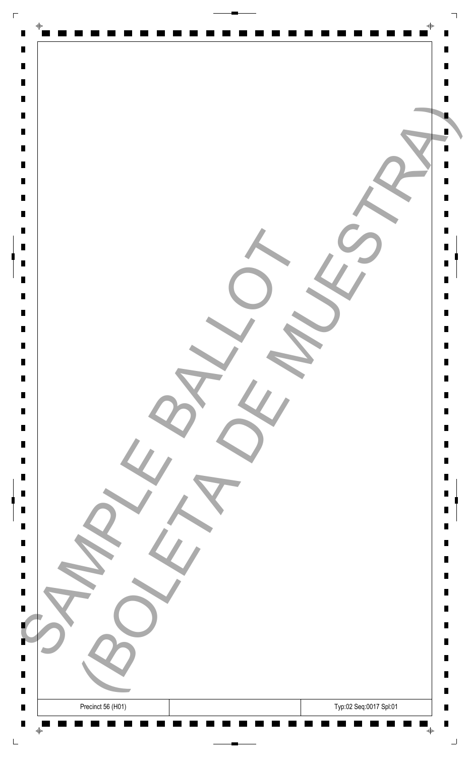SAMPLE BALLOT
(BOLETA DE MUESTRA)

| Precinct 56 (H01) | | Typ:02 Seq:0017 Spl:01 |
| --- | --- | --- |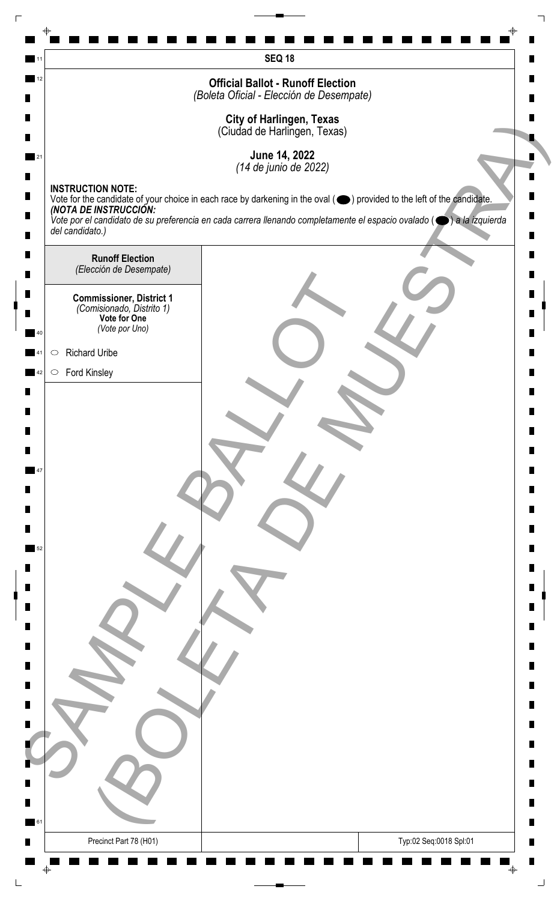SEQ 18

**Official Ballot - Runoff Election**
*(Boleta Oficial - Elección de Desempate)*

**City of Harlingen, Texas**
(Ciudad de Harlingen, Texas)

**June 14, 2022**
*(14 de junio de 2022)*

**INSTRUCTION NOTE:**
Vote for the candidate of your choice in each race by darkening in the oval (⬬) provided to the left of the candidate.
***(NOTA DE INSTRUCCIÓN:***
*Vote por el candidato de su preferencia en cada carrera llenando completamente el espacio ovalado (⬬) a la izquierda del candidato.)*

**Runoff Election**
*(Elección de Desempate)*

**Commissioner, District 1**
*(Comisionado, Distrito 1)*
**Vote for One**
*(Vote por Uno)*

- ○ Richard Uribe
- ○ Ford Kinsley

SAMPLE BALLOT
(BOLETA DE MUESTRA)

Precinct Part 78 (H01)

Typ:02 Seq:0018 Spl:01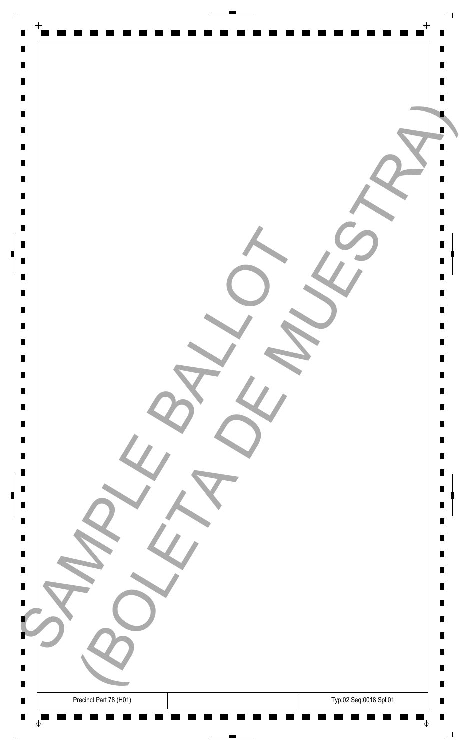SAMPLE BALLOT
(BOLETA DE MUESTRA)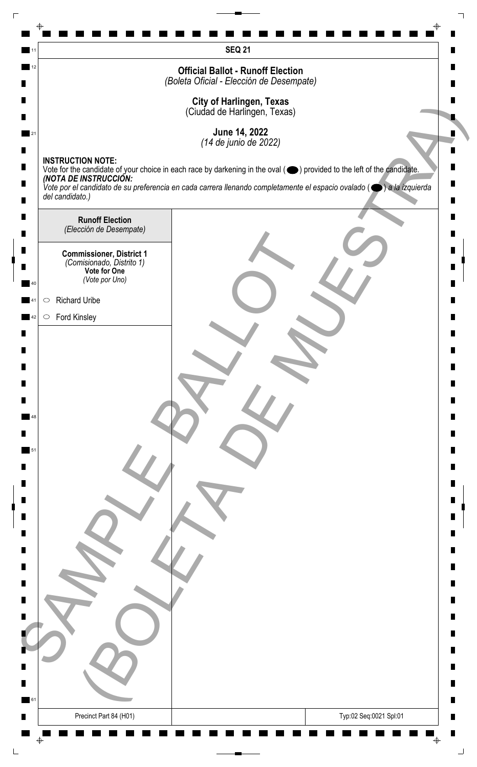SEQ 21

**Official Ballot - Runoff Election**
*(Boleta Oficial - Elección de Desempate)*

**City of Harlingen, Texas**
(Ciudad de Harlingen, Texas)

**June 14, 2022**
*(14 de junio de 2022)*

**INSTRUCTION NOTE:**
Vote for the candidate of your choice in each race by darkening in the oval ( ⬬ ) provided to the left of the candidate.
***(NOTA DE INSTRUCCIÓN:***
*Vote por el candidato de su preferencia en cada carrera llenando completamente el espacio ovalado ( ⬬ ) a la izquierda del candidato.)*

**Runoff Election**
*(Elección de Desempate)*

**Commissioner, District 1**
*(Comisionado, Distrito 1)*
**Vote for One**
*(Vote por Uno)*

- ⬭ Richard Uribe
- ⬭ Ford Kinsley

SAMPLE BALLOT
(BOLETA DE MUESTRA)

Precinct Part 84 (H01) | Typ:02 Seq:0021 Spl:01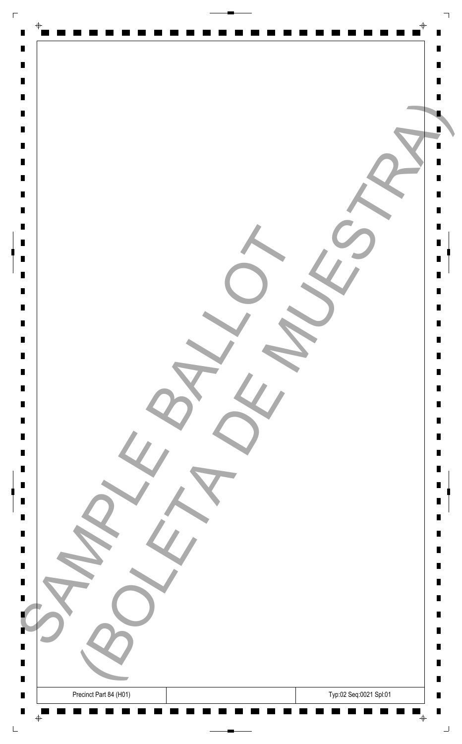SAMPLE BALLOT
(BOLETA DE MUESTRA)

| Precinct Part 84 (H01) | | Typ:02 Seq:0021 Spl:01 |
|---|---|---|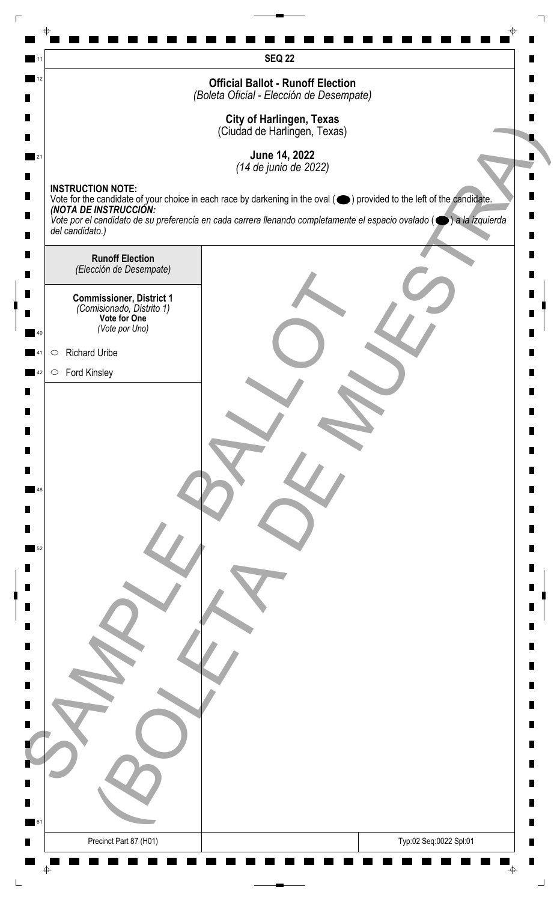**SEQ 22**

**Official Ballot - Runoff Election**
*(Boleta Oficial - Elección de Desempate)*

**City of Harlingen, Texas**
(Ciudad de Harlingen, Texas)

**June 14, 2022**
*(14 de junio de 2022)*

**INSTRUCTION NOTE:**
Vote for the candidate of your choice in each race by darkening in the oval (⬬) provided to the left of the candidate.
***(NOTA DE INSTRUCCIÓN:***
*Vote por el candidato de su preferencia en cada carrera llenando completamente el espacio ovalado (⬬) a la izquierda del candidato.)*

**Runoff Election**
*(Elección de Desempate)*

**Commissioner, District 1**
*(Comisionado, Distrito 1)*
**Vote for One**
*(Vote por Uno)*

- ○ Richard Uribe
- ○ Ford Kinsley

SAMPLE BALLOT (BOLETA DE MUESTRA)

Precinct Part 87 (H01)

Typ:02 Seq:0022 Spl:01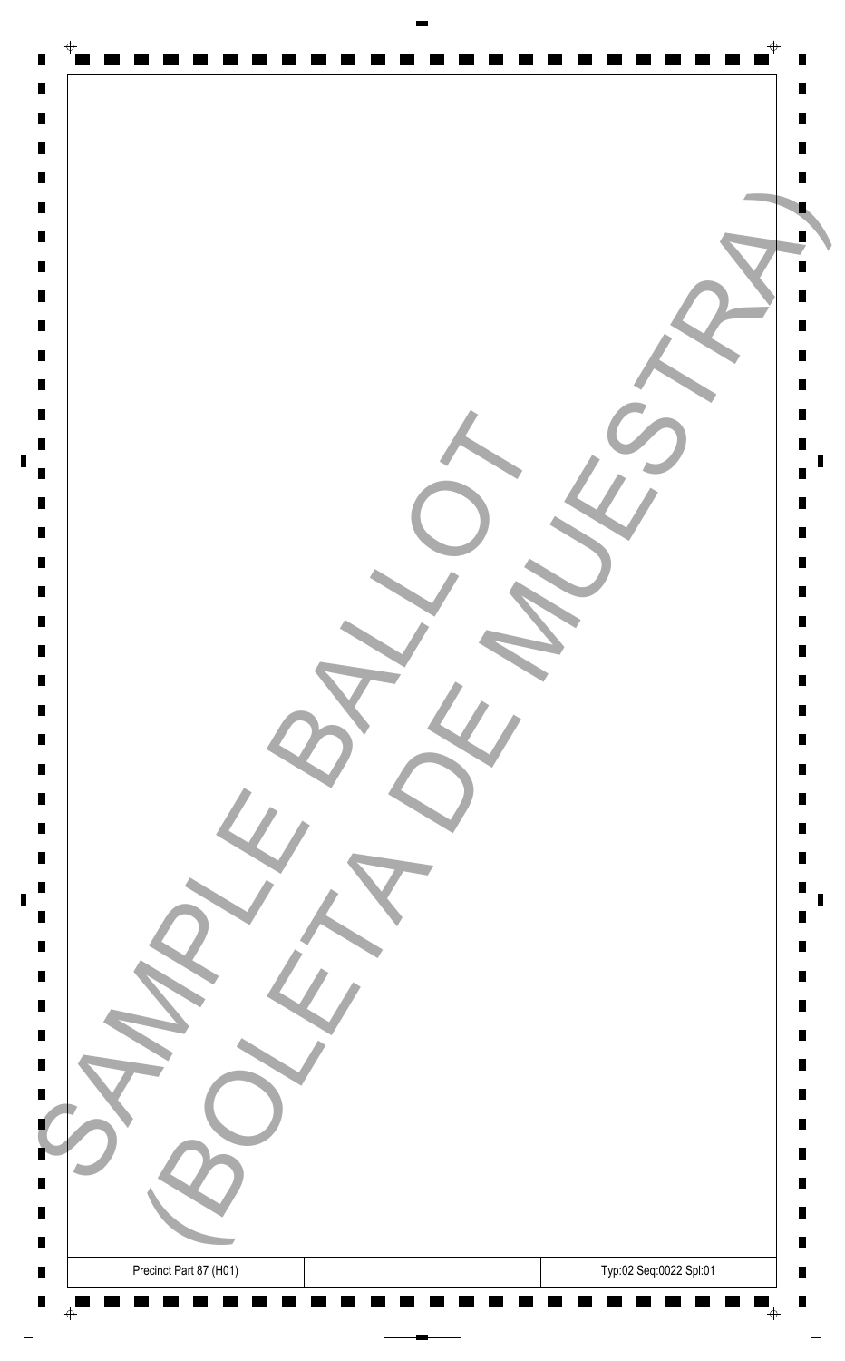SAMPLE BALLOT
(BOLETA DE MUESTRA)

| Precinct Part 87 (H01) | | Typ:02 Seq:0022 Spl:01 |
| --- | --- | --- |